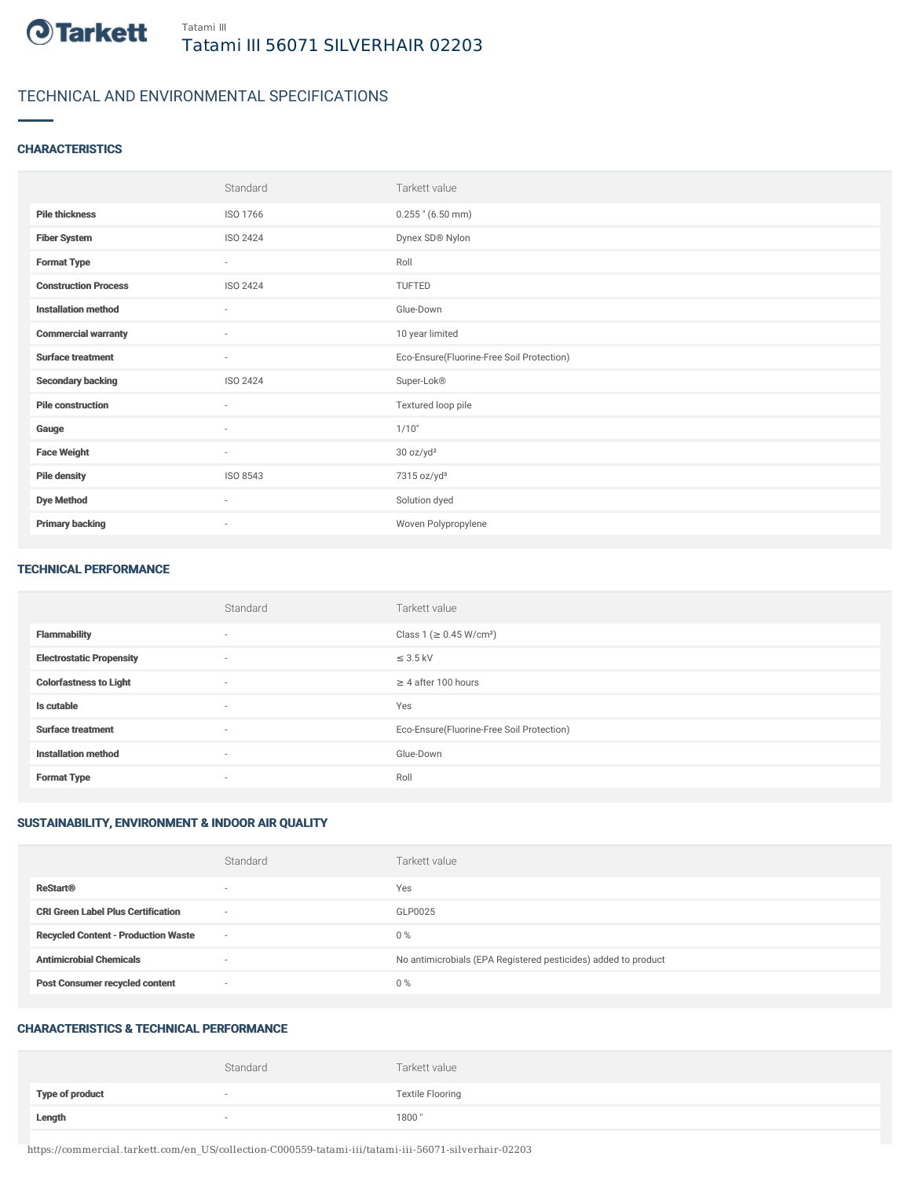Tatami III

# Tatami III 56071 SILVERHAIR 02203

## TECHNICAL AND ENVIRONMENTAL SPECIFICATIONS

### CHARACTERISTICS

| | Standard | Tarkett value |
|---|---|---|
| **Pile thickness** | ISO 1766 | 0.255 " (6.50 mm) |
| **Fiber System** | ISO 2424 | Dynex SD® Nylon |
| **Format Type** | - | Roll |
| **Construction Process** | ISO 2424 | TUFTED |
| **Installation method** | - | Glue-Down |
| **Commercial warranty** | - | 10 year limited |
| **Surface treatment** | - | Eco-Ensure(Fluorine-Free Soil Protection) |
| **Secondary backing** | ISO 2424 | Super-Lok® |
| **Pile construction** | - | Textured loop pile |
| **Gauge** | - | 1/10" |
| **Face Weight** | - | 30 oz/yd² |
| **Pile density** | ISO 8543 | 7315 oz/yd³ |
| **Dye Method** | - | Solution dyed |
| **Primary backing** | - | Woven Polypropylene |

### TECHNICAL PERFORMANCE

| | Standard | Tarkett value |
|---|---|---|
| **Flammability** | - | Class 1 (≥ 0.45 W/cm²) |
| **Electrostatic Propensity** | - | ≤ 3.5 kV |
| **Colorfastness to Light** | - | ≥ 4 after 100 hours |
| **Is cutable** | - | Yes |
| **Surface treatment** | - | Eco-Ensure(Fluorine-Free Soil Protection) |
| **Installation method** | - | Glue-Down |
| **Format Type** | - | Roll |

### SUSTAINABILITY, ENVIRONMENT & INDOOR AIR QUALITY

| | Standard | Tarkett value |
|---|---|---|
| **ReStart®** | - | Yes |
| **CRI Green Label Plus Certification** | - | GLP0025 |
| **Recycled Content - Production Waste** | - | 0 % |
| **Antimicrobial Chemicals** | - | No antimicrobials (EPA Registered pesticides) added to product |
| **Post Consumer recycled content** | - | 0 % |

### CHARACTERISTICS & TECHNICAL PERFORMANCE

| | Standard | Tarkett value |
|---|---|---|
| **Type of product** | - | Textile Flooring |
| **Length** | - | 1800 " |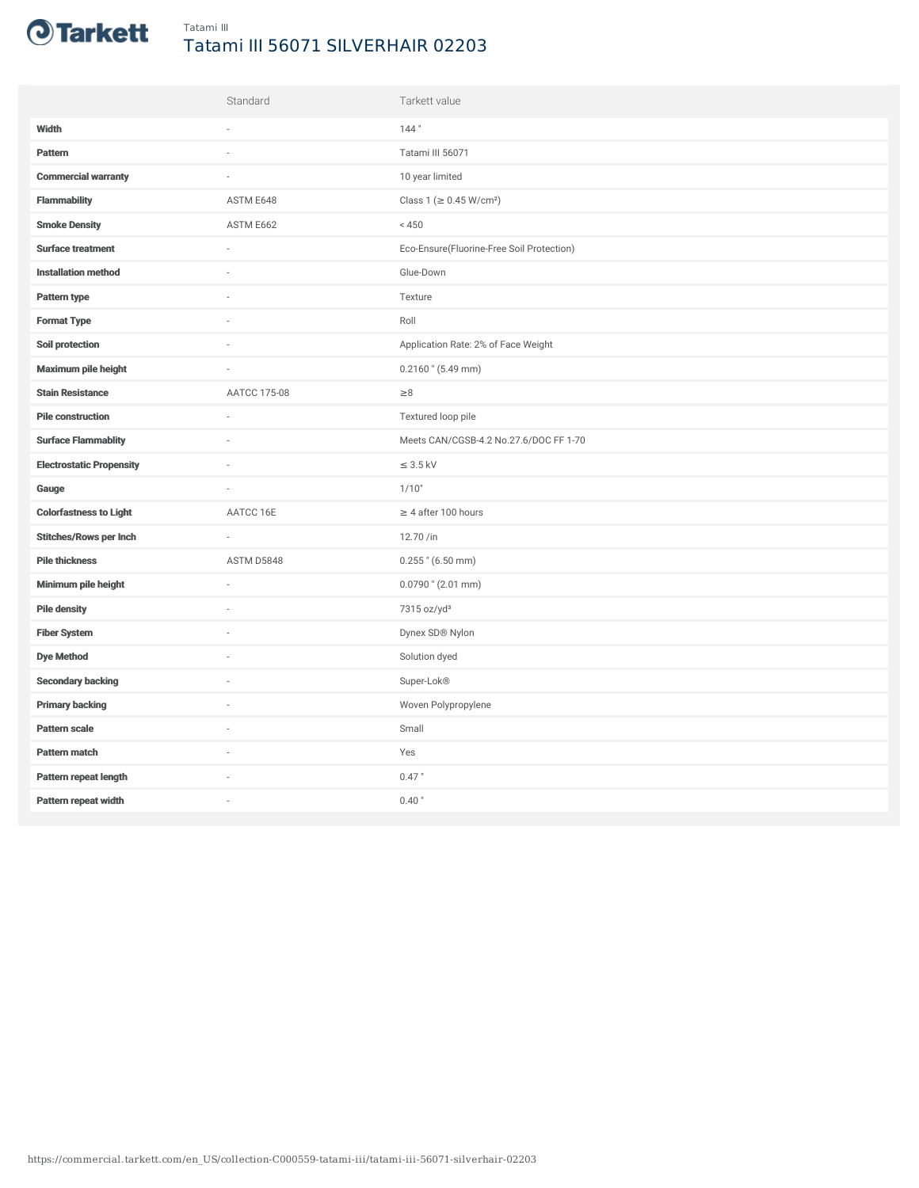Tatami III

# Tatami III 56071 SILVERHAIR 02203

| | Standard | Tarkett value |
|---|---|---|
| **Width** | - | 144 " |
| **Pattern** | - | Tatami III 56071 |
| **Commercial warranty** | - | 10 year limited |
| **Flammability** | ASTM E648 | Class 1 (≥ 0.45 W/cm²) |
| **Smoke Density** | ASTM E662 | < 450 |
| **Surface treatment** | - | Eco-Ensure(Fluorine-Free Soil Protection) |
| **Installation method** | - | Glue-Down |
| **Pattern type** | - | Texture |
| **Format Type** | - | Roll |
| **Soil protection** | - | Application Rate: 2% of Face Weight |
| **Maximum pile height** | - | 0.2160 " (5.49 mm) |
| **Stain Resistance** | AATCC 175-08 | ≥8 |
| **Pile construction** | - | Textured loop pile |
| **Surface Flammablity** | - | Meets CAN/CGSB-4.2 No.27.6/DOC FF 1-70 |
| **Electrostatic Propensity** | - | ≤ 3.5 kV |
| **Gauge** | - | 1/10" |
| **Colorfastness to Light** | AATCC 16E | ≥ 4 after 100 hours |
| **Stitches/Rows per Inch** | - | 12.70 /in |
| **Pile thickness** | ASTM D5848 | 0.255 " (6.50 mm) |
| **Minimum pile height** | - | 0.0790 " (2.01 mm) |
| **Pile density** | - | 7315 oz/yd³ |
| **Fiber System** | - | Dynex SD® Nylon |
| **Dye Method** | - | Solution dyed |
| **Secondary backing** | - | Super-Lok® |
| **Primary backing** | - | Woven Polypropylene |
| **Pattern scale** | - | Small |
| **Pattern match** | - | Yes |
| **Pattern repeat length** | - | 0.47 " |
| **Pattern repeat width** | - | 0.40 " |

https://commercial.tarkett.com/en_US/collection-C000559-tatami-iii/tatami-iii-56071-silverhair-02203